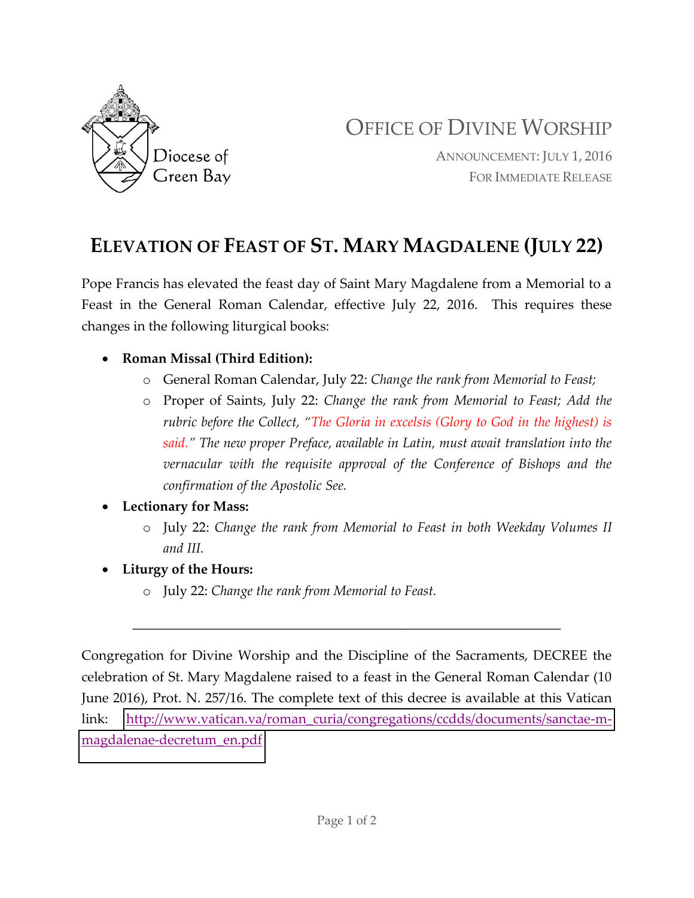Diocese of Green Bay

# OFFICE OF DIVINE WORSHIP

ANNOUNCEMENT: JULY 1, 2016
FOR IMMEDIATE RELEASE

## ELEVATION OF FEAST OF ST. MARY MAGDALENE (JULY 22)

Pope Francis has elevated the feast day of Saint Mary Magdalene from a Memorial to a Feast in the General Roman Calendar, effective July 22, 2016. This requires these changes in the following liturgical books:

- **Roman Missal (Third Edition):**
  - General Roman Calendar, July 22: *Change the rank from Memorial to Feast;*
  - Proper of Saints, July 22: *Change the rank from Memorial to Feast; Add the rubric before the Collect, "The Gloria in excelsis (Glory to God in the highest) is said." The new proper Preface, available in Latin, must await translation into the vernacular with the requisite approval of the Conference of Bishops and the confirmation of the Apostolic See.*
- **Lectionary for Mass:**
  - July 22: *Change the rank from Memorial to Feast in both Weekday Volumes II and III.*
- **Liturgy of the Hours:**
  - July 22: *Change the rank from Memorial to Feast.*

---

Congregation for Divine Worship and the Discipline of the Sacraments, DECREE the celebration of St. Mary Magdalene raised to a feast in the General Roman Calendar (10 June 2016), Prot. N. 257/16. The complete text of this decree is available at this Vatican link: http://www.vatican.va/roman_curia/congregations/ccdds/documents/sanctae-m-magdalenae-decretum_en.pdf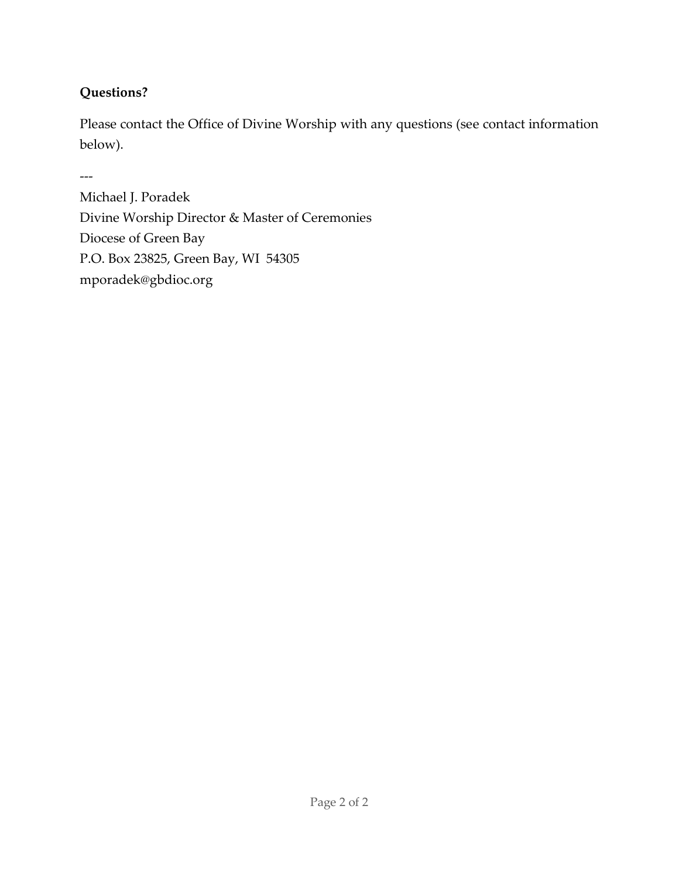**Questions?**

Please contact the Office of Divine Worship with any questions (see contact information below).

---

Michael J. Poradek
Divine Worship Director & Master of Ceremonies
Diocese of Green Bay
P.O. Box 23825, Green Bay, WI 54305
mporadek@gbdioc.org